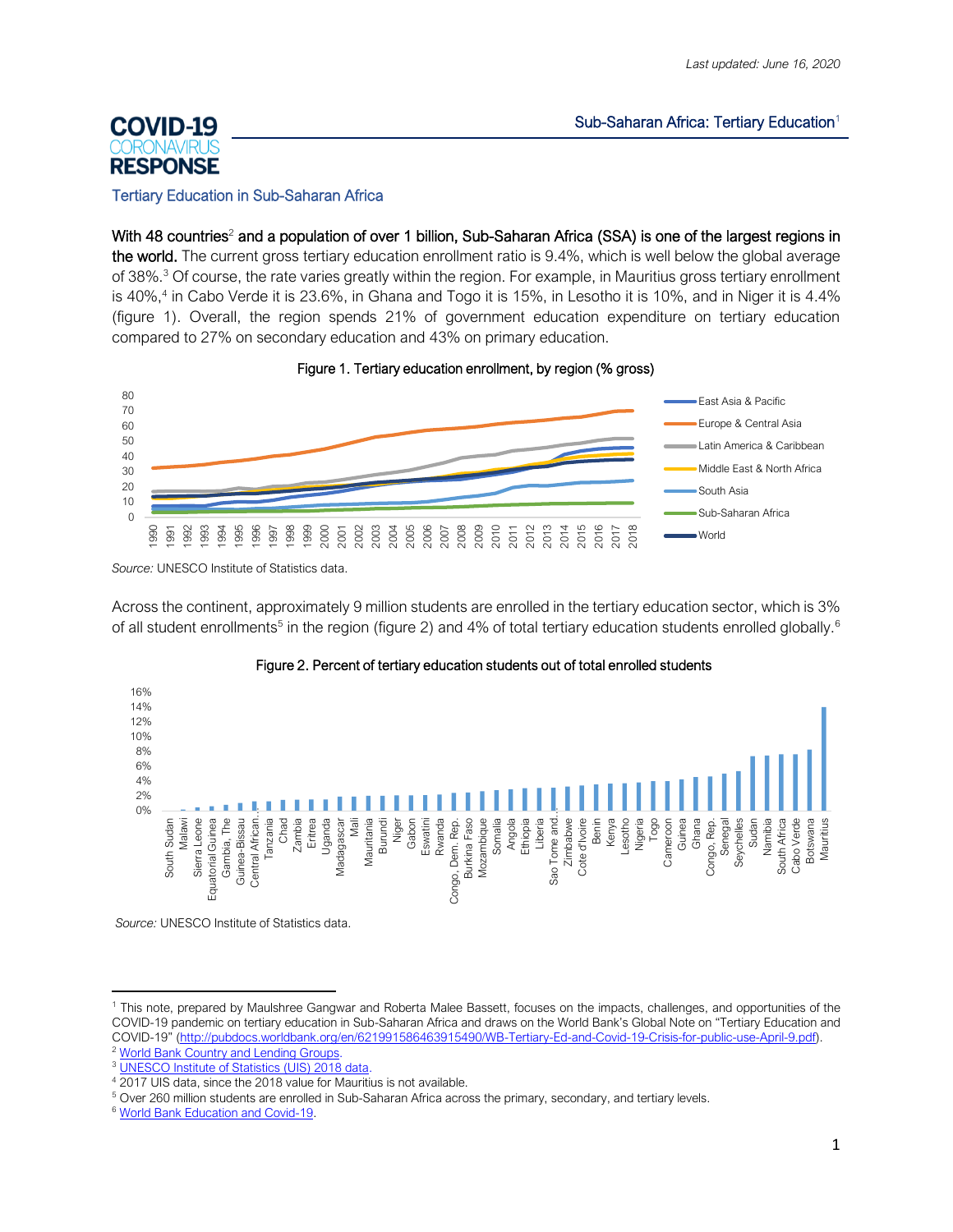Last updated: June 16, 2020

# COVID-19 CORONAVIRUS RESPONSE

## Sub-Saharan Africa: Tertiary Education[1]

### Tertiary Education in Sub-Saharan Africa

**With 48 countries[2] and a population of over 1 billion, Sub-Saharan Africa (SSA) is one of the largest regions in the world.** The current gross tertiary education enrollment ratio is 9.4%, which is well below the global average of 38%.[3] Of course, the rate varies greatly within the region. For example, in Mauritius gross tertiary enrollment is 40%,[4] in Cabo Verde it is 23.6%, in Ghana and Togo it is 15%, in Lesotho it is 10%, and in Niger it is 4.4% (figure 1). Overall, the region spends 21% of government education expenditure on tertiary education compared to 27% on secondary education and 43% on primary education.

Figure 1. Tertiary education enrollment, by region (% gross)

*Source:* UNESCO Institute of Statistics data.

Across the continent, approximately 9 million students are enrolled in the tertiary education sector, which is 3% of all student enrollments[5] in the region (figure 2) and 4% of total tertiary education students enrolled globally.[6]

Figure 2. Percent of tertiary education students out of total enrolled students

*Source:* UNESCO Institute of Statistics data.

---

[1] This note, prepared by Maulshree Gangwar and Roberta Malee Bassett, focuses on the impacts, challenges, and opportunities of the COVID-19 pandemic on tertiary education in Sub-Saharan Africa and draws on the World Bank's Global Note on "Tertiary Education and COVID-19" (http://pubdocs.worldbank.org/en/621991586463915490/WB-Tertiary-Ed-and-Covid-19-Crisis-for-public-use-April-9.pdf).

[2] World Bank Country and Lending Groups.

[3] UNESCO Institute of Statistics (UIS) 2018 data.

[4] 2017 UIS data, since the 2018 value for Mauritius is not available.

[5] Over 260 million students are enrolled in Sub-Saharan Africa across the primary, secondary, and tertiary levels.

[6] World Bank Education and Covid-19.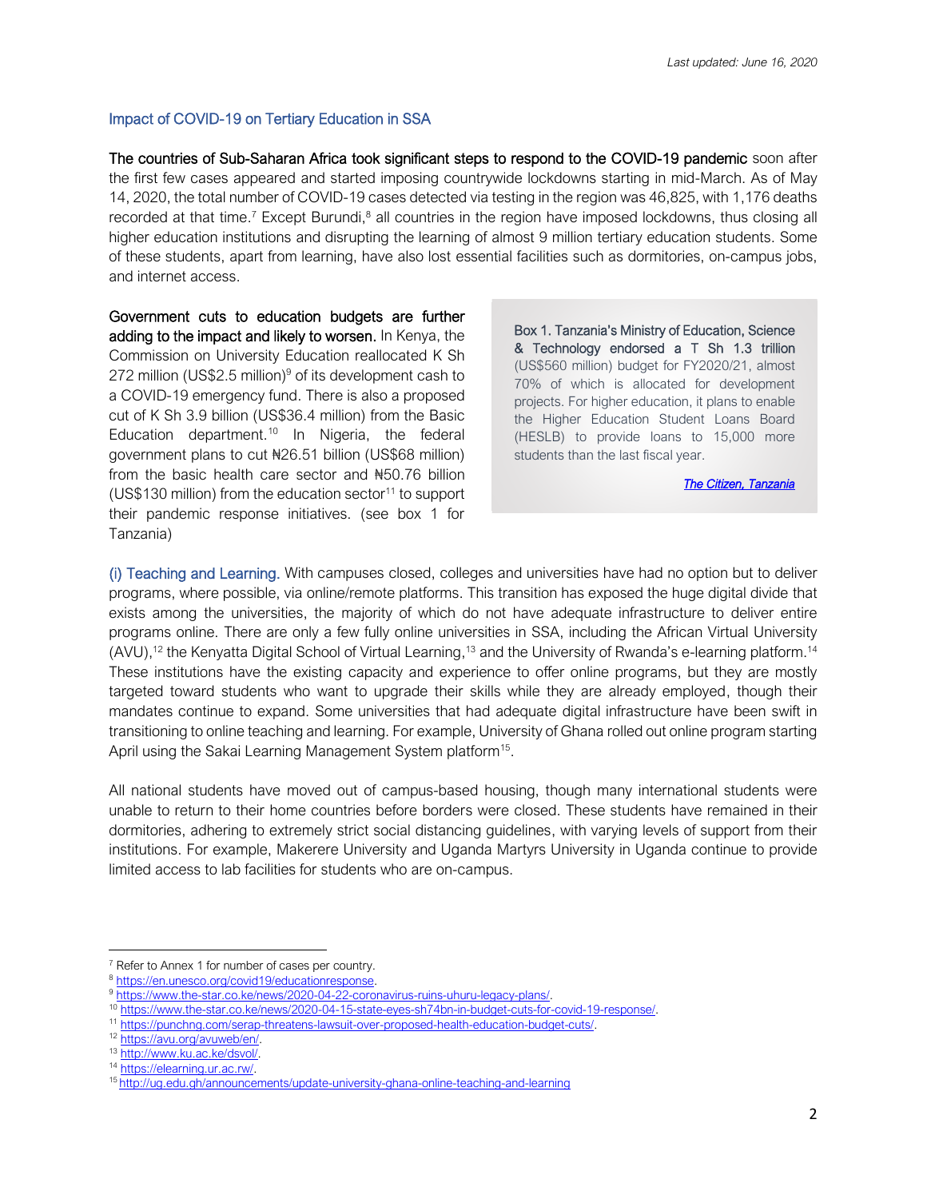## Impact of COVID-19 on Tertiary Education in SSA

**The countries of Sub-Saharan Africa took significant steps to respond to the COVID-19 pandemic** soon after the first few cases appeared and started imposing countrywide lockdowns starting in mid-March. As of May 14, 2020, the total number of COVID-19 cases detected via testing in the region was 46,825, with 1,176 deaths recorded at that time.[7] Except Burundi,[8] all countries in the region have imposed lockdowns, thus closing all higher education institutions and disrupting the learning of almost 9 million tertiary education students. Some of these students, apart from learning, have also lost essential facilities such as dormitories, on-campus jobs, and internet access.

**Government cuts to education budgets are further adding to the impact and likely to worsen.** In Kenya, the Commission on University Education reallocated K Sh 272 million (US$2.5 million)[9] of its development cash to a COVID-19 emergency fund. There is also a proposed cut of K Sh 3.9 billion (US$36.4 million) from the Basic Education department.[10] In Nigeria, the federal government plans to cut ₦26.51 billion (US$68 million) from the basic health care sector and ₦50.76 billion (US$130 million) from the education sector[11] to support their pandemic response initiatives. (see box 1 for Tanzania)

> Box 1. Tanzania's Ministry of Education, Science & Technology endorsed a T Sh 1.3 trillion (US$560 million) budget for FY2020/21, almost 70% of which is allocated for development projects. For higher education, it plans to enable the Higher Education Student Loans Board (HESLB) to provide loans to 15,000 more students than the last fiscal year.
>
> *The Citizen, Tanzania*

(i) Teaching and Learning. With campuses closed, colleges and universities have had no option but to deliver programs, where possible, via online/remote platforms. This transition has exposed the huge digital divide that exists among the universities, the majority of which do not have adequate infrastructure to deliver entire programs online. There are only a few fully online universities in SSA, including the African Virtual University (AVU),[12] the Kenyatta Digital School of Virtual Learning,[13] and the University of Rwanda's e-learning platform.[14] These institutions have the existing capacity and experience to offer online programs, but they are mostly targeted toward students who want to upgrade their skills while they are already employed, though their mandates continue to expand. Some universities that had adequate digital infrastructure have been swift in transitioning to online teaching and learning. For example, University of Ghana rolled out online program starting April using the Sakai Learning Management System platform[15].

All national students have moved out of campus-based housing, though many international students were unable to return to their home countries before borders were closed. These students have remained in their dormitories, adhering to extremely strict social distancing guidelines, with varying levels of support from their institutions. For example, Makerere University and Uganda Martyrs University in Uganda continue to provide limited access to lab facilities for students who are on-campus.

---

[7] Refer to Annex 1 for number of cases per country.
[8] https://en.unesco.org/covid19/educationresponse.
[9] https://www.the-star.co.ke/news/2020-04-22-coronavirus-ruins-uhuru-legacy-plans/.
[10] https://www.the-star.co.ke/news/2020-04-15-state-eyes-sh74bn-in-budget-cuts-for-covid-19-response/.
[11] https://punchng.com/serap-threatens-lawsuit-over-proposed-health-education-budget-cuts/.
[12] https://avu.org/avuweb/en/.
[13] http://www.ku.ac.ke/dsvol/.
[14] https://elearning.ur.ac.rw/.
[15] http://ug.edu.gh/announcements/update-university-ghana-online-teaching-and-learning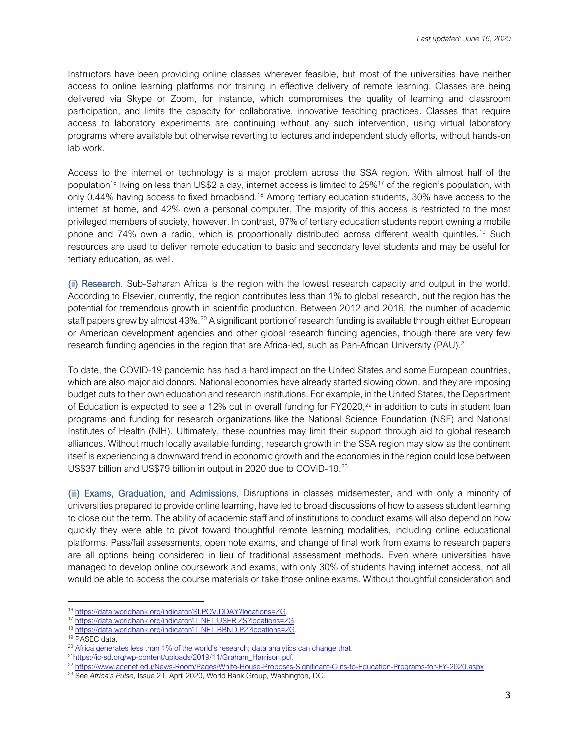Instructors have been providing online classes wherever feasible, but most of the universities have neither access to online learning platforms nor training in effective delivery of remote learning. Classes are being delivered via Skype or Zoom, for instance, which compromises the quality of learning and classroom participation, and limits the capacity for collaborative, innovative teaching practices. Classes that require access to laboratory experiments are continuing without any such intervention, using virtual laboratory programs where available but otherwise reverting to lectures and independent study efforts, without hands-on lab work.

Access to the internet or technology is a major problem across the SSA region. With almost half of the population[16] living on less than US$2 a day, internet access is limited to 25%[17] of the region's population, with only 0.44% having access to fixed broadband.[18] Among tertiary education students, 30% have access to the internet at home, and 42% own a personal computer. The majority of this access is restricted to the most privileged members of society, however. In contrast, 97% of tertiary education students report owning a mobile phone and 74% own a radio, which is proportionally distributed across different wealth quintiles.[19] Such resources are used to deliver remote education to basic and secondary level students and may be useful for tertiary education, as well.

(ii) Research. Sub-Saharan Africa is the region with the lowest research capacity and output in the world. According to Elsevier, currently, the region contributes less than 1% to global research, but the region has the potential for tremendous growth in scientific production. Between 2012 and 2016, the number of academic staff papers grew by almost 43%.[20] A significant portion of research funding is available through either European or American development agencies and other global research funding agencies, though there are very few research funding agencies in the region that are Africa-led, such as Pan-African University (PAU).[21]

To date, the COVID-19 pandemic has had a hard impact on the United States and some European countries, which are also major aid donors. National economies have already started slowing down, and they are imposing budget cuts to their own education and research institutions. For example, in the United States, the Department of Education is expected to see a 12% cut in overall funding for FY2020,[22] in addition to cuts in student loan programs and funding for research organizations like the National Science Foundation (NSF) and National Institutes of Health (NIH). Ultimately, these countries may limit their support through aid to global research alliances. Without much locally available funding, research growth in the SSA region may slow as the continent itself is experiencing a downward trend in economic growth and the economies in the region could lose between US$37 billion and US$79 billion in output in 2020 due to COVID-19.[23]

(iii) Exams, Graduation, and Admissions. Disruptions in classes midsemester, and with only a minority of universities prepared to provide online learning, have led to broad discussions of how to assess student learning to close out the term. The ability of academic staff and of institutions to conduct exams will also depend on how quickly they were able to pivot toward thoughtful remote learning modalities, including online educational platforms. Pass/fail assessments, open note exams, and change of final work from exams to research papers are all options being considered in lieu of traditional assessment methods. Even where universities have managed to develop online coursework and exams, with only 30% of students having internet access, not all would be able to access the course materials or take those online exams. Without thoughtful consideration and

---

[16] https://data.worldbank.org/indicator/SI.POV.DDAY?locations=ZG.

[17] https://data.worldbank.org/indicator/IT.NET.USER.ZS?locations=ZG.

[18] https://data.worldbank.org/indicator/IT.NET.BBND.P2?locations=ZG.

[19] PASEC data.

[20] Africa generates less than 1% of the world's research; data analytics can change that.

[21] https://ic-sd.org/wp-content/uploads/2019/11/Graham_Harrison.pdf.

[22] https://www.acenet.edu/News-Room/Pages/White-House-Proposes-Significant-Cuts-to-Education-Programs-for-FY-2020.aspx.

[23] See *Africa's Pulse*, Issue 21, April 2020, World Bank Group, Washington, DC.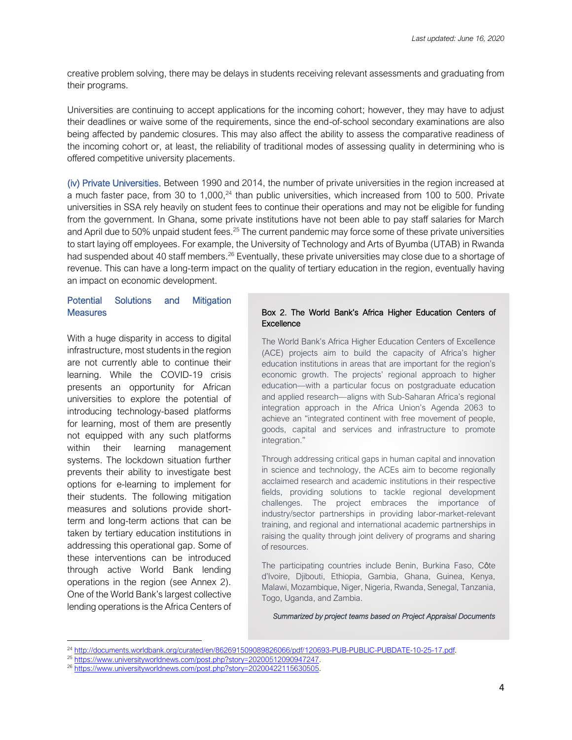creative problem solving, there may be delays in students receiving relevant assessments and graduating from their programs.

Universities are continuing to accept applications for the incoming cohort; however, they may have to adjust their deadlines or waive some of the requirements, since the end-of-school secondary examinations are also being affected by pandemic closures. This may also affect the ability to assess the comparative readiness of the incoming cohort or, at least, the reliability of traditional modes of assessing quality in determining who is offered competitive university placements.

(iv) Private Universities. Between 1990 and 2014, the number of private universities in the region increased at a much faster pace, from 30 to 1,000,[24] than public universities, which increased from 100 to 500. Private universities in SSA rely heavily on student fees to continue their operations and may not be eligible for funding from the government. In Ghana, some private institutions have not been able to pay staff salaries for March and April due to 50% unpaid student fees.[25] The current pandemic may force some of these private universities to start laying off employees. For example, the University of Technology and Arts of Byumba (UTAB) in Rwanda had suspended about 40 staff members.[26] Eventually, these private universities may close due to a shortage of revenue. This can have a long-term impact on the quality of tertiary education in the region, eventually having an impact on economic development.

## Potential Solutions and Mitigation Measures

With a huge disparity in access to digital infrastructure, most students in the region are not currently able to continue their learning. While the COVID-19 crisis presents an opportunity for African universities to explore the potential of introducing technology-based platforms for learning, most of them are presently not equipped with any such platforms within their learning management systems. The lockdown situation further prevents their ability to investigate best options for e-learning to implement for their students. The following mitigation measures and solutions provide short-term and long-term actions that can be taken by tertiary education institutions in addressing this operational gap. Some of these interventions can be introduced through active World Bank lending operations in the region (see Annex 2). One of the World Bank's largest collective lending operations is the Africa Centers of

> **Box 2. The World Bank's Africa Higher Education Centers of Excellence**
>
> The World Bank's Africa Higher Education Centers of Excellence (ACE) projects aim to build the capacity of Africa's higher education institutions in areas that are important for the region's economic growth. The projects' regional approach to higher education—with a particular focus on postgraduate education and applied research—aligns with Sub-Saharan Africa's regional integration approach in the Africa Union's Agenda 2063 to achieve an "integrated continent with free movement of people, goods, capital and services and infrastructure to promote integration."
>
> Through addressing critical gaps in human capital and innovation in science and technology, the ACEs aim to become regionally acclaimed research and academic institutions in their respective fields, providing solutions to tackle regional development challenges. The project embraces the importance of industry/sector partnerships in providing labor-market-relevant training, and regional and international academic partnerships in raising the quality through joint delivery of programs and sharing of resources.
>
> The participating countries include Benin, Burkina Faso, Côte d'Ivoire, Djibouti, Ethiopia, Gambia, Ghana, Guinea, Kenya, Malawi, Mozambique, Niger, Nigeria, Rwanda, Senegal, Tanzania, Togo, Uganda, and Zambia.
>
> *Summarized by project teams based on Project Appraisal Documents*

[24] http://documents.worldbank.org/curated/en/862691509089826066/pdf/120693-PUB-PUBLIC-PUBDATE-10-25-17.pdf.
[25] https://www.universityworldnews.com/post.php?story=20200512090947247.
[26] https://www.universityworldnews.com/post.php?story=20200422115630505.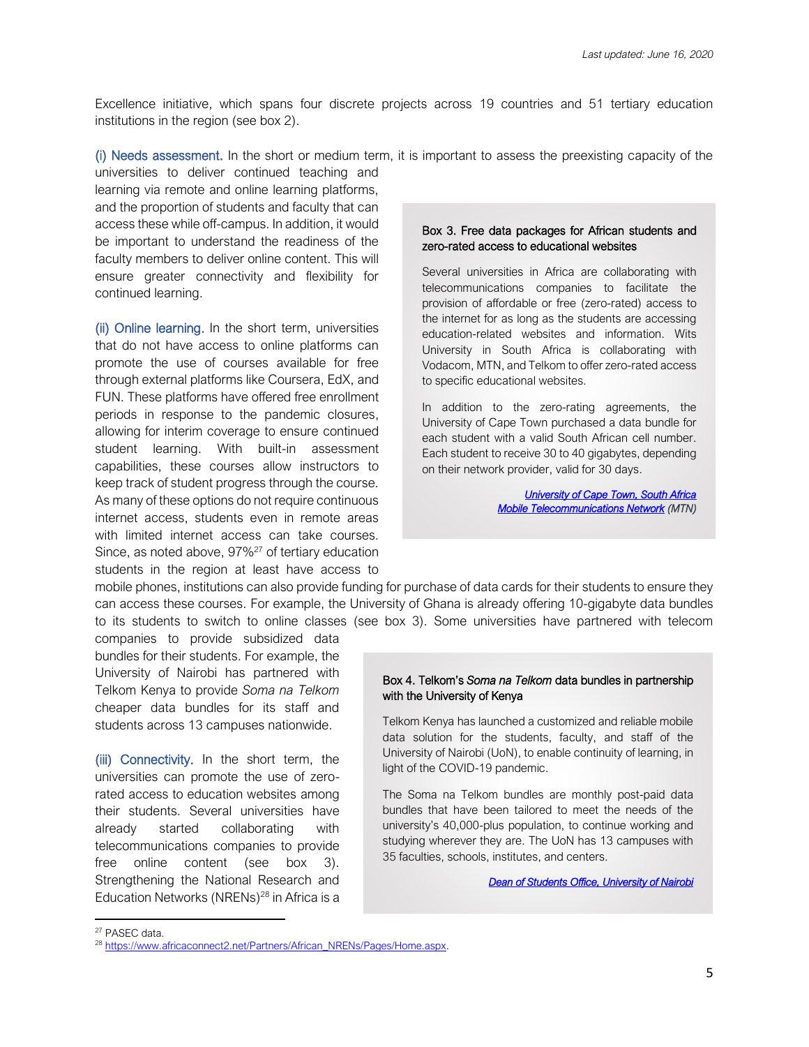Excellence initiative, which spans four discrete projects across 19 countries and 51 tertiary education institutions in the region (see box 2).

(i) Needs assessment. In the short or medium term, it is important to assess the preexisting capacity of the universities to deliver continued teaching and learning via remote and online learning platforms, and the proportion of students and faculty that can access these while off-campus. In addition, it would be important to understand the readiness of the faculty members to deliver online content. This will ensure greater connectivity and flexibility for continued learning.

(ii) Online learning. In the short term, universities that do not have access to online platforms can promote the use of courses available for free through external platforms like Coursera, EdX, and FUN. These platforms have offered free enrollment periods in response to the pandemic closures, allowing for interim coverage to ensure continued student learning. With built-in assessment capabilities, these courses allow instructors to keep track of student progress through the course. As many of these options do not require continuous internet access, students even in remote areas with limited internet access can take courses. Since, as noted above, 97%[27] of tertiary education students in the region at least have access to mobile phones, institutions can also provide funding for purchase of data cards for their students to ensure they can access these courses. For example, the University of Ghana is already offering 10-gigabyte data bundles to its students to switch to online classes (see box 3). Some universities have partnered with telecom companies to provide subsidized data bundles for their students. For example, the University of Nairobi has partnered with Telkom Kenya to provide *Soma na Telkom* cheaper data bundles for its staff and students across 13 campuses nationwide.

> **Box 3. Free data packages for African students and zero-rated access to educational websites**
>
> Several universities in Africa are collaborating with telecommunications companies to facilitate the provision of affordable or free (zero-rated) access to the internet for as long as the students are accessing education-related websites and information. Wits University in South Africa is collaborating with Vodacom, MTN, and Telkom to offer zero-rated access to specific educational websites.
>
> In addition to the zero-rating agreements, the University of Cape Town purchased a data bundle for each student with a valid South African cell number. Each student to receive 30 to 40 gigabytes, depending on their network provider, valid for 30 days.
>
> *University of Cape Town, South Africa*
> *Mobile Telecommunications Network (MTN)*

(iii) Connectivity. In the short term, the universities can promote the use of zero-rated access to education websites among their students. Several universities have already started collaborating with telecommunications companies to provide free online content (see box 3). Strengthening the National Research and Education Networks (NRENs)[28] in Africa is a

> **Box 4. Telkom's *Soma na Telkom* data bundles in partnership with the University of Kenya**
>
> Telkom Kenya has launched a customized and reliable mobile data solution for the students, faculty, and staff of the University of Nairobi (UoN), to enable continuity of learning, in light of the COVID-19 pandemic.
>
> The Soma na Telkom bundles are monthly post-paid data bundles that have been tailored to meet the needs of the university's 40,000-plus population, to continue working and studying wherever they are. The UoN has 13 campuses with 35 faculties, schools, institutes, and centers.
>
> *Dean of Students Office, University of Nairobi*

---

[27] PASEC data.

[28] https://www.africaconnect2.net/Partners/African_NRENs/Pages/Home.aspx.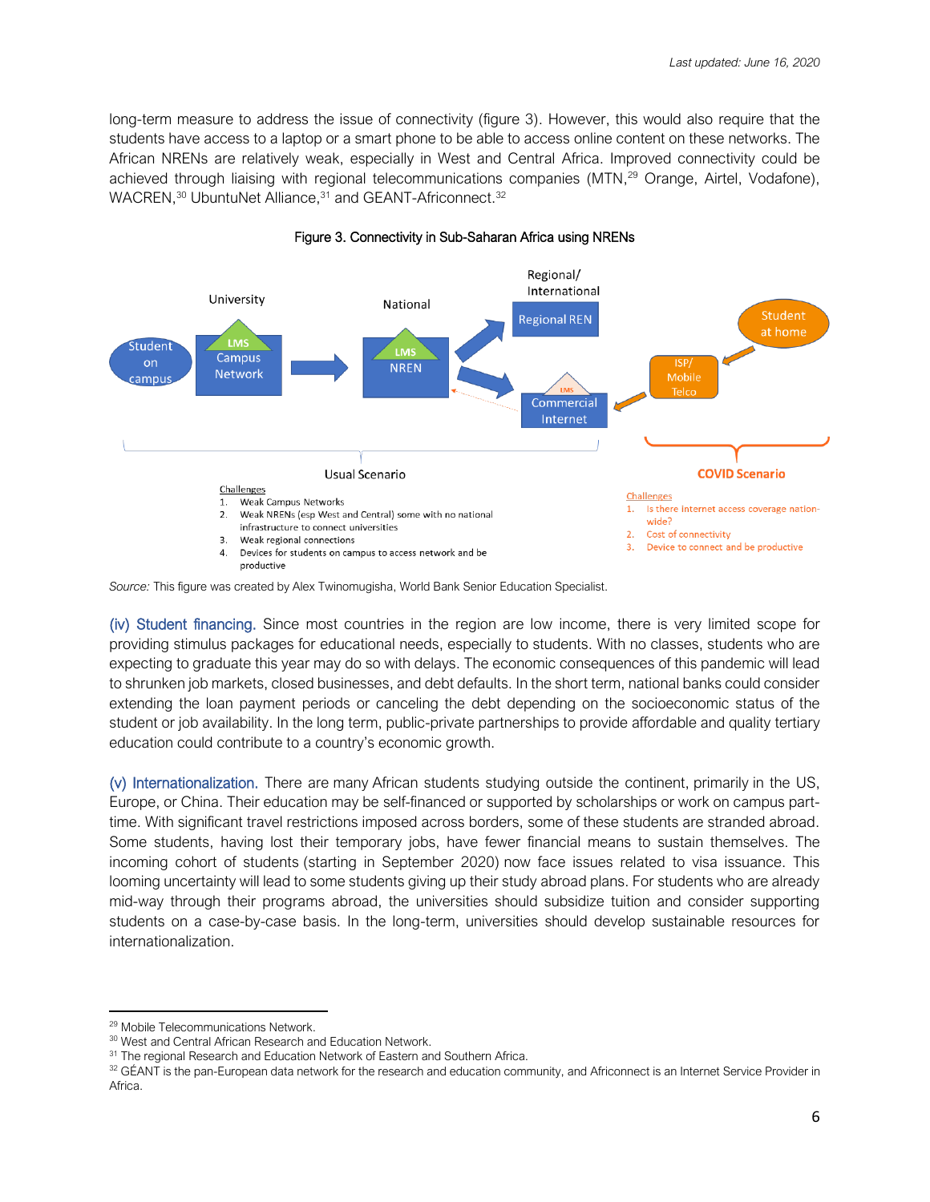long-term measure to address the issue of connectivity (figure 3). However, this would also require that the students have access to a laptop or a smart phone to be able to access online content on these networks. The African NRENs are relatively weak, especially in West and Central Africa. Improved connectivity could be achieved through liaising with regional telecommunications companies (MTN,[29] Orange, Airtel, Vodafone), WACREN,[30] UbuntuNet Alliance,[31] and GEANT-Africonnect.[32]

Figure 3. Connectivity in Sub-Saharan Africa using NRENs

University | National | Regional/ International

Student on campus → LMS Campus Network → LMS NREN → Regional REN / Commercial Internet ← ISP/ Mobile Telco ← Student at home

Usual Scenario

Challenges
1. Weak Campus Networks
2. Weak NRENs (esp West and Central) some with no national infrastructure to connect universities
3. Weak regional connections
4. Devices for students on campus to access network and be productive

COVID Scenario

Challenges
1. Is there internet access coverage nation-wide?
2. Cost of connectivity
3. Device to connect and be productive

*Source:* This figure was created by Alex Twinomugisha, World Bank Senior Education Specialist.

(iv) Student financing. Since most countries in the region are low income, there is very limited scope for providing stimulus packages for educational needs, especially to students. With no classes, students who are expecting to graduate this year may do so with delays. The economic consequences of this pandemic will lead to shrunken job markets, closed businesses, and debt defaults. In the short term, national banks could consider extending the loan payment periods or canceling the debt depending on the socioeconomic status of the student or job availability. In the long term, public-private partnerships to provide affordable and quality tertiary education could contribute to a country's economic growth.

(v) Internationalization. There are many African students studying outside the continent, primarily in the US, Europe, or China. Their education may be self-financed or supported by scholarships or work on campus part-time. With significant travel restrictions imposed across borders, some of these students are stranded abroad. Some students, having lost their temporary jobs, have fewer financial means to sustain themselves. The incoming cohort of students (starting in September 2020) now face issues related to visa issuance. This looming uncertainty will lead to some students giving up their study abroad plans. For students who are already mid-way through their programs abroad, the universities should subsidize tuition and consider supporting students on a case-by-case basis. In the long-term, universities should develop sustainable resources for internationalization.

---

[29] Mobile Telecommunications Network.

[30] West and Central African Research and Education Network.

[31] The regional Research and Education Network of Eastern and Southern Africa.

[32] GÉANT is the pan-European data network for the research and education community, and Africonnect is an Internet Service Provider in Africa.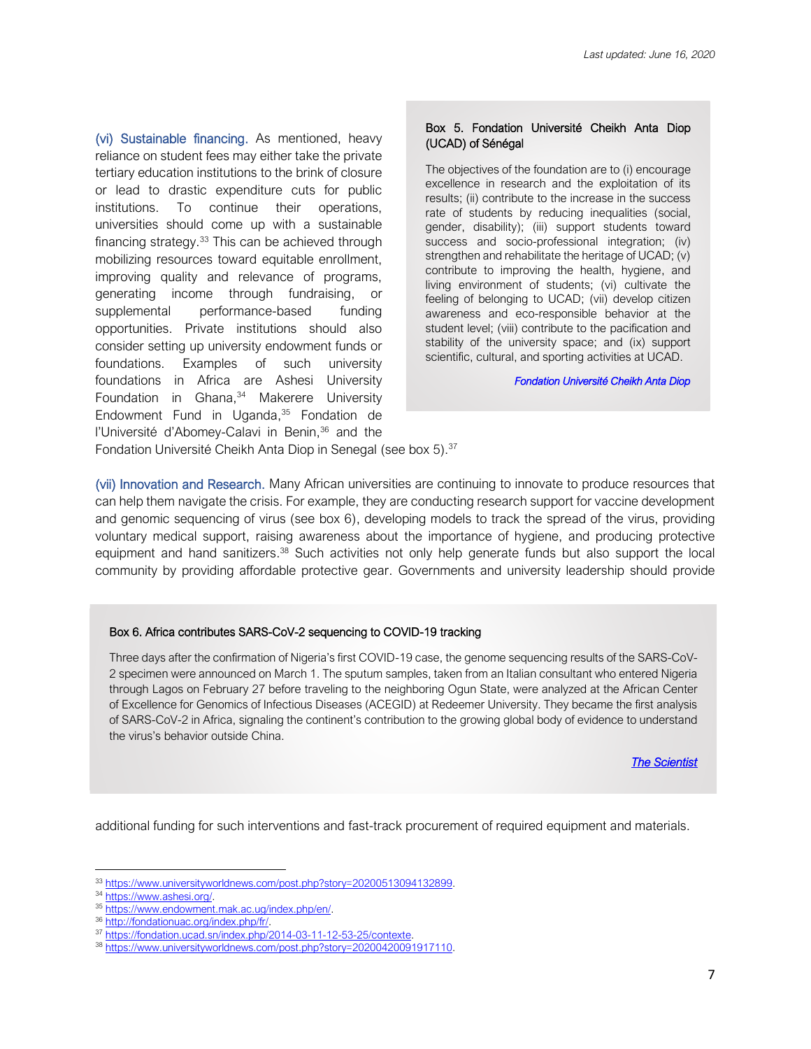(vi) Sustainable financing. As mentioned, heavy reliance on student fees may either take the private tertiary education institutions to the brink of closure or lead to drastic expenditure cuts for public institutions. To continue their operations, universities should come up with a sustainable financing strategy.[33] This can be achieved through mobilizing resources toward equitable enrollment, improving quality and relevance of programs, generating income through fundraising, or supplemental performance-based funding opportunities. Private institutions should also consider setting up university endowment funds or foundations. Examples of such university foundations in Africa are Ashesi University Foundation in Ghana,[34] Makerere University Endowment Fund in Uganda,[35] Fondation de l'Université d'Abomey-Calavi in Benin,[36] and the Fondation Université Cheikh Anta Diop in Senegal (see box 5).[37]

> **Box 5. Fondation Université Cheikh Anta Diop (UCAD) of Sénégal**
>
> The objectives of the foundation are to (i) encourage excellence in research and the exploitation of its results; (ii) contribute to the increase in the success rate of students by reducing inequalities (social, gender, disability); (iii) support students toward success and socio-professional integration; (iv) strengthen and rehabilitate the heritage of UCAD; (v) contribute to improving the health, hygiene, and living environment of students; (vi) cultivate the feeling of belonging to UCAD; (vii) develop citizen awareness and eco-responsible behavior at the student level; (viii) contribute to the pacification and stability of the university space; and (ix) support scientific, cultural, and sporting activities at UCAD.
>
> *Fondation Université Cheikh Anta Diop*

(vii) Innovation and Research. Many African universities are continuing to innovate to produce resources that can help them navigate the crisis. For example, they are conducting research support for vaccine development and genomic sequencing of virus (see box 6), developing models to track the spread of the virus, providing voluntary medical support, raising awareness about the importance of hygiene, and producing protective equipment and hand sanitizers.[38] Such activities not only help generate funds but also support the local community by providing affordable protective gear. Governments and university leadership should provide additional funding for such interventions and fast-track procurement of required equipment and materials.

> **Box 6. Africa contributes SARS-CoV-2 sequencing to COVID-19 tracking**
>
> Three days after the confirmation of Nigeria's first COVID-19 case, the genome sequencing results of the SARS-CoV-2 specimen were announced on March 1. The sputum samples, taken from an Italian consultant who entered Nigeria through Lagos on February 27 before traveling to the neighboring Ogun State, were analyzed at the African Center of Excellence for Genomics of Infectious Diseases (ACEGID) at Redeemer University. They became the first analysis of SARS-CoV-2 in Africa, signaling the continent's contribution to the growing global body of evidence to understand the virus's behavior outside China.
>
> *The Scientist*

---

[33] https://www.universityworldnews.com/post.php?story=20200513094132899.
[34] https://www.ashesi.org/.
[35] https://www.endowment.mak.ac.ug/index.php/en/.
[36] http://fondationuac.org/index.php/fr/.
[37] https://fondation.ucad.sn/index.php/2014-03-11-12-53-25/contexte.
[38] https://www.universityworldnews.com/post.php?story=20200420091917110.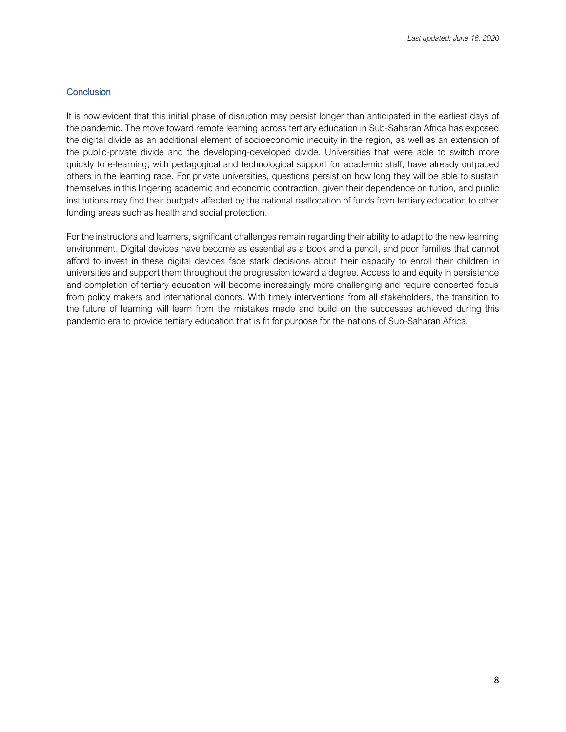## Conclusion

It is now evident that this initial phase of disruption may persist longer than anticipated in the earliest days of the pandemic. The move toward remote learning across tertiary education in Sub-Saharan Africa has exposed the digital divide as an additional element of socioeconomic inequity in the region, as well as an extension of the public-private divide and the developing-developed divide. Universities that were able to switch more quickly to e-learning, with pedagogical and technological support for academic staff, have already outpaced others in the learning race. For private universities, questions persist on how long they will be able to sustain themselves in this lingering academic and economic contraction, given their dependence on tuition, and public institutions may find their budgets affected by the national reallocation of funds from tertiary education to other funding areas such as health and social protection.

For the instructors and learners, significant challenges remain regarding their ability to adapt to the new learning environment. Digital devices have become as essential as a book and a pencil, and poor families that cannot afford to invest in these digital devices face stark decisions about their capacity to enroll their children in universities and support them throughout the progression toward a degree. Access to and equity in persistence and completion of tertiary education will become increasingly more challenging and require concerted focus from policy makers and international donors. With timely interventions from all stakeholders, the transition to the future of learning will learn from the mistakes made and build on the successes achieved during this pandemic era to provide tertiary education that is fit for purpose for the nations of Sub-Saharan Africa.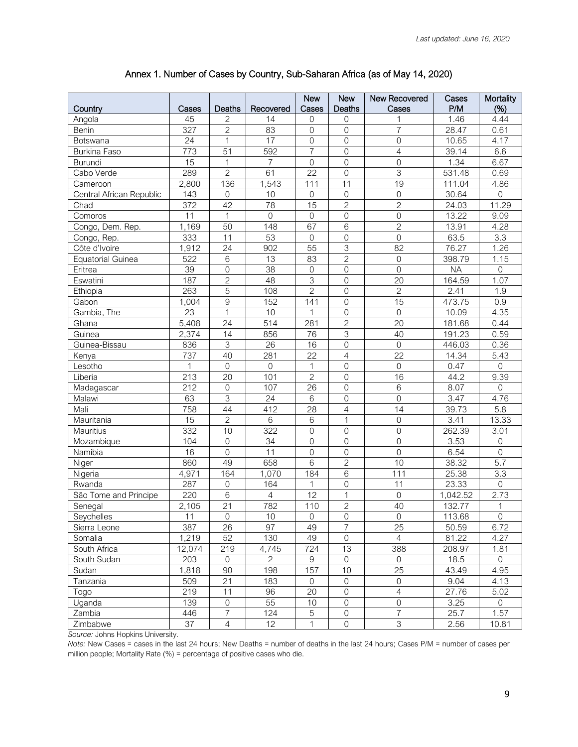*Last updated: June 16, 2020*

## Annex 1. Number of Cases by Country, Sub-Saharan Africa (as of May 14, 2020)

| Country | Cases | Deaths | Recovered | New Cases | New Deaths | New Recovered Cases | Cases P/M | Mortality (%) |
|---|---|---|---|---|---|---|---|---|
| Angola | 45 | 2 | 14 | 0 | 0 | 1 | 1.46 | 4.44 |
| Benin | 327 | 2 | 83 | 0 | 0 | 7 | 28.47 | 0.61 |
| Botswana | 24 | 1 | 17 | 0 | 0 | 0 | 10.65 | 4.17 |
| Burkina Faso | 773 | 51 | 592 | 7 | 0 | 4 | 39.14 | 6.6 |
| Burundi | 15 | 1 | 7 | 0 | 0 | 0 | 1.34 | 6.67 |
| Cabo Verde | 289 | 2 | 61 | 22 | 0 | 3 | 531.48 | 0.69 |
| Cameroon | 2,800 | 136 | 1,543 | 111 | 11 | 19 | 111.04 | 4.86 |
| Central African Republic | 143 | 0 | 10 | 0 | 0 | 0 | 30.64 | 0 |
| Chad | 372 | 42 | 78 | 15 | 2 | 2 | 24.03 | 11.29 |
| Comoros | 11 | 1 | 0 | 0 | 0 | 0 | 13.22 | 9.09 |
| Congo, Dem. Rep. | 1,169 | 50 | 148 | 67 | 6 | 2 | 13.91 | 4.28 |
| Congo, Rep. | 333 | 11 | 53 | 0 | 0 | 0 | 63.5 | 3.3 |
| Côte d'Ivoire | 1,912 | 24 | 902 | 55 | 3 | 82 | 76.27 | 1.26 |
| Equatorial Guinea | 522 | 6 | 13 | 83 | 2 | 0 | 398.79 | 1.15 |
| Eritrea | 39 | 0 | 38 | 0 | 0 | 0 | NA | 0 |
| Eswatini | 187 | 2 | 48 | 3 | 0 | 20 | 164.59 | 1.07 |
| Ethiopia | 263 | 5 | 108 | 2 | 0 | 2 | 2.41 | 1.9 |
| Gabon | 1,004 | 9 | 152 | 141 | 0 | 15 | 473.75 | 0.9 |
| Gambia, The | 23 | 1 | 10 | 1 | 0 | 0 | 10.09 | 4.35 |
| Ghana | 5,408 | 24 | 514 | 281 | 2 | 20 | 181.68 | 0.44 |
| Guinea | 2,374 | 14 | 856 | 76 | 3 | 40 | 191.23 | 0.59 |
| Guinea-Bissau | 836 | 3 | 26 | 16 | 0 | 0 | 446.03 | 0.36 |
| Kenya | 737 | 40 | 281 | 22 | 4 | 22 | 14.34 | 5.43 |
| Lesotho | 1 | 0 | 0 | 1 | 0 | 0 | 0.47 | 0 |
| Liberia | 213 | 20 | 101 | 2 | 0 | 16 | 44.2 | 9.39 |
| Madagascar | 212 | 0 | 107 | 26 | 0 | 6 | 8.07 | 0 |
| Malawi | 63 | 3 | 24 | 6 | 0 | 0 | 3.47 | 4.76 |
| Mali | 758 | 44 | 412 | 28 | 4 | 14 | 39.73 | 5.8 |
| Mauritania | 15 | 2 | 6 | 6 | 1 | 0 | 3.41 | 13.33 |
| Mauritius | 332 | 10 | 322 | 0 | 0 | 0 | 262.39 | 3.01 |
| Mozambique | 104 | 0 | 34 | 0 | 0 | 0 | 3.53 | 0 |
| Namibia | 16 | 0 | 11 | 0 | 0 | 0 | 6.54 | 0 |
| Niger | 860 | 49 | 658 | 6 | 2 | 10 | 38.32 | 5.7 |
| Nigeria | 4,971 | 164 | 1,070 | 184 | 6 | 111 | 25.38 | 3.3 |
| Rwanda | 287 | 0 | 164 | 1 | 0 | 11 | 23.33 | 0 |
| São Tome and Principe | 220 | 6 | 4 | 12 | 1 | 0 | 1,042.52 | 2.73 |
| Senegal | 2,105 | 21 | 782 | 110 | 2 | 40 | 132.77 | 1 |
| Seychelles | 11 | 0 | 10 | 0 | 0 | 0 | 113.68 | 0 |
| Sierra Leone | 387 | 26 | 97 | 49 | 7 | 25 | 50.59 | 6.72 |
| Somalia | 1,219 | 52 | 130 | 49 | 0 | 4 | 81.22 | 4.27 |
| South Africa | 12,074 | 219 | 4,745 | 724 | 13 | 388 | 208.97 | 1.81 |
| South Sudan | 203 | 0 | 2 | 9 | 0 | 0 | 18.5 | 0 |
| Sudan | 1,818 | 90 | 198 | 157 | 10 | 25 | 43.49 | 4.95 |
| Tanzania | 509 | 21 | 183 | 0 | 0 | 0 | 9.04 | 4.13 |
| Togo | 219 | 11 | 96 | 20 | 0 | 4 | 27.76 | 5.02 |
| Uganda | 139 | 0 | 55 | 10 | 0 | 0 | 3.25 | 0 |
| Zambia | 446 | 7 | 124 | 5 | 0 | 7 | 25.7 | 1.57 |
| Zimbabwe | 37 | 4 | 12 | 1 | 0 | 3 | 2.56 | 10.81 |

*Source:* Johns Hopkins University.

*Note:* New Cases = cases in the last 24 hours; New Deaths = number of deaths in the last 24 hours; Cases P/M = number of cases per million people; Mortality Rate (%) = percentage of positive cases who die.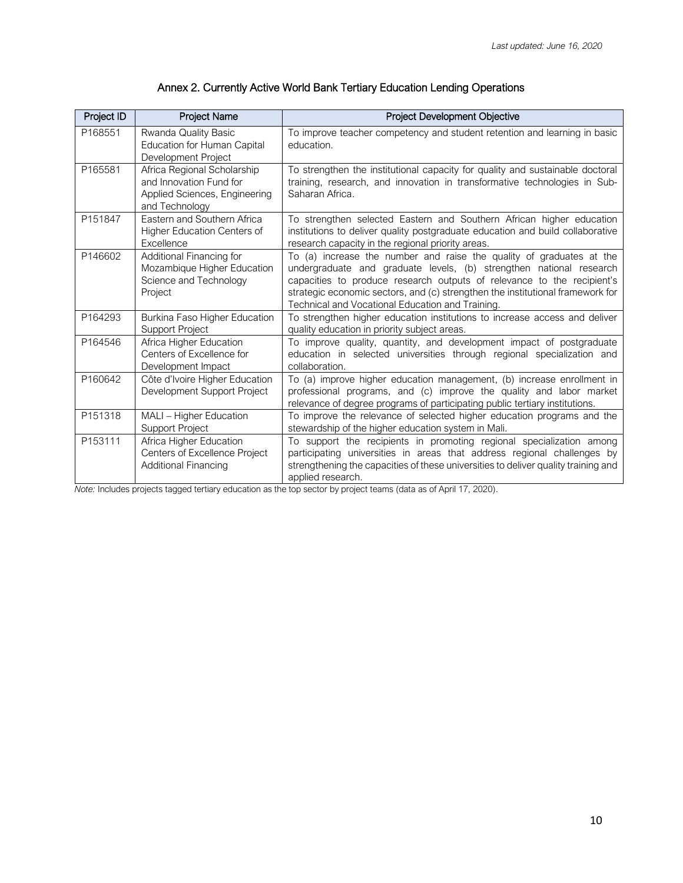*Last updated: June 16, 2020*

## Annex 2. Currently Active World Bank Tertiary Education Lending Operations

| Project ID | Project Name | Project Development Objective |
|---|---|---|
| P168551 | Rwanda Quality Basic Education for Human Capital Development Project | To improve teacher competency and student retention and learning in basic education. |
| P165581 | Africa Regional Scholarship and Innovation Fund for Applied Sciences, Engineering and Technology | To strengthen the institutional capacity for quality and sustainable doctoral training, research, and innovation in transformative technologies in Sub-Saharan Africa. |
| P151847 | Eastern and Southern Africa Higher Education Centers of Excellence | To strengthen selected Eastern and Southern African higher education institutions to deliver quality postgraduate education and build collaborative research capacity in the regional priority areas. |
| P146602 | Additional Financing for Mozambique Higher Education Science and Technology Project | To (a) increase the number and raise the quality of graduates at the undergraduate and graduate levels, (b) strengthen national research capacities to produce research outputs of relevance to the recipient's strategic economic sectors, and (c) strengthen the institutional framework for Technical and Vocational Education and Training. |
| P164293 | Burkina Faso Higher Education Support Project | To strengthen higher education institutions to increase access and deliver quality education in priority subject areas. |
| P164546 | Africa Higher Education Centers of Excellence for Development Impact | To improve quality, quantity, and development impact of postgraduate education in selected universities through regional specialization and collaboration. |
| P160642 | Côte d'Ivoire Higher Education Development Support Project | To (a) improve higher education management, (b) increase enrollment in professional programs, and (c) improve the quality and labor market relevance of degree programs of participating public tertiary institutions. |
| P151318 | MALI – Higher Education Support Project | To improve the relevance of selected higher education programs and the stewardship of the higher education system in Mali. |
| P153111 | Africa Higher Education Centers of Excellence Project Additional Financing | To support the recipients in promoting regional specialization among participating universities in areas that address regional challenges by strengthening the capacities of these universities to deliver quality training and applied research. |

*Note:* Includes projects tagged tertiary education as the top sector by project teams (data as of April 17, 2020).